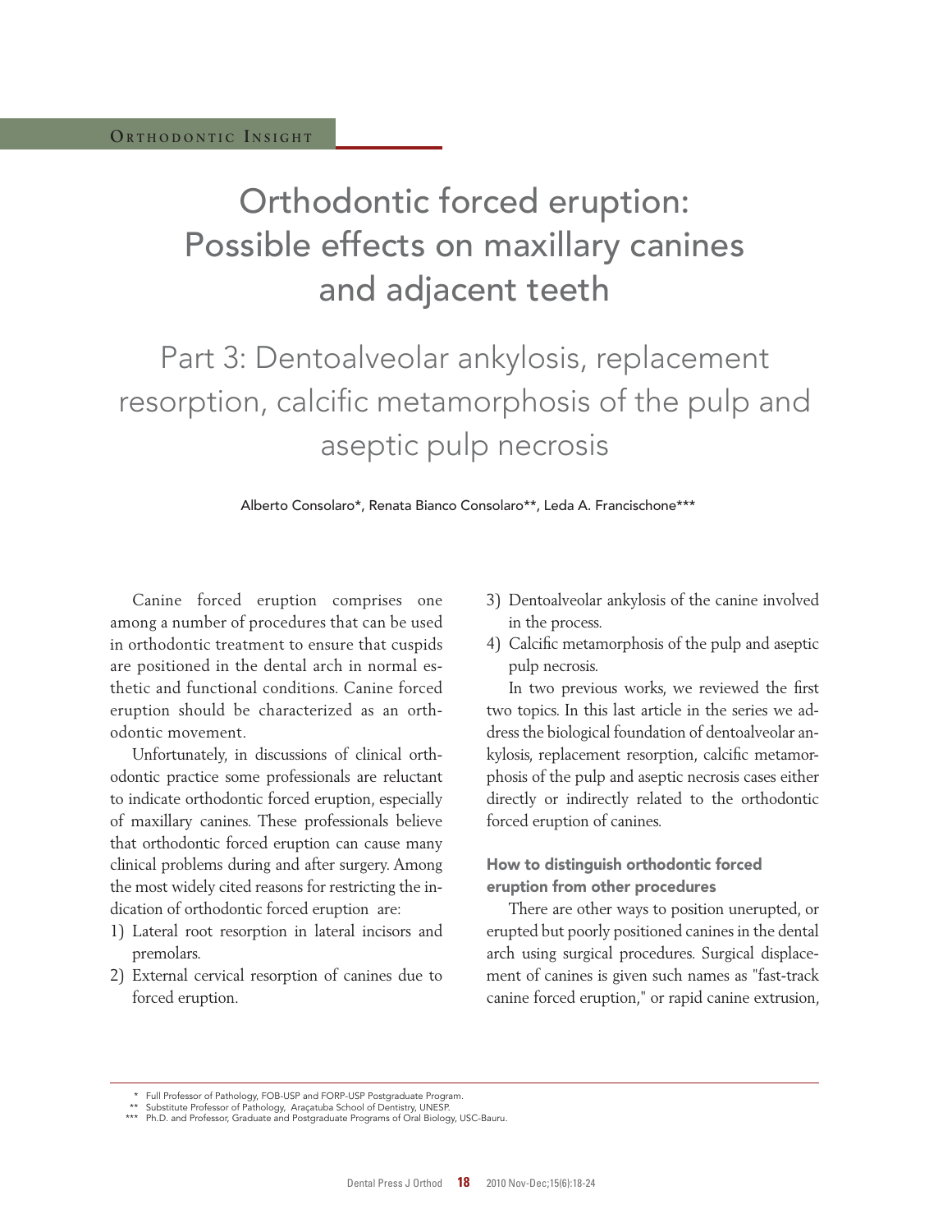Orthodontic Insight

# Orthodontic forced eruption: Possible effects on maxillary canines and adjacent teeth

## Part 3: Dentoalveolar ankylosis, replacement resorption, calcific metamorphosis of the pulp and aseptic pulp necrosis

Alberto Consolaro*, Renata Bianco Consolaro**, Leda A. Francischone***

Canine forced eruption comprises one among a number of procedures that can be used in orthodontic treatment to ensure that cuspids are positioned in the dental arch in normal esthetic and functional conditions. Canine forced eruption should be characterized as an orthodontic movement.

Unfortunately, in discussions of clinical orthodontic practice some professionals are reluctant to indicate orthodontic forced eruption, especially of maxillary canines. These professionals believe that orthodontic forced eruption can cause many clinical problems during and after surgery. Among the most widely cited reasons for restricting the indication of orthodontic forced eruption are:

1) Lateral root resorption in lateral incisors and premolars.
2) External cervical resorption of canines due to forced eruption.
3) Dentoalveolar ankylosis of the canine involved in the process.
4) Calcific metamorphosis of the pulp and aseptic pulp necrosis.

In two previous works, we reviewed the first two topics. In this last article in the series we address the biological foundation of dentoalveolar ankylosis, replacement resorption, calcific metamorphosis of the pulp and aseptic necrosis cases either directly or indirectly related to the orthodontic forced eruption of canines.

### How to distinguish orthodontic forced eruption from other procedures

There are other ways to position unerupted, or erupted but poorly positioned canines in the dental arch using surgical procedures. Surgical displacement of canines is given such names as "fast-track canine forced eruption," or rapid canine extrusion,

---

\* Full Professor of Pathology, FOB-USP and FORP-USP Postgraduate Program.
\*\* Substitute Professor of Pathology, Araçatuba School of Dentistry, UNESP.
\*\*\* Ph.D. and Professor, Graduate and Postgraduate Programs of Oral Biology, USC-Bauru.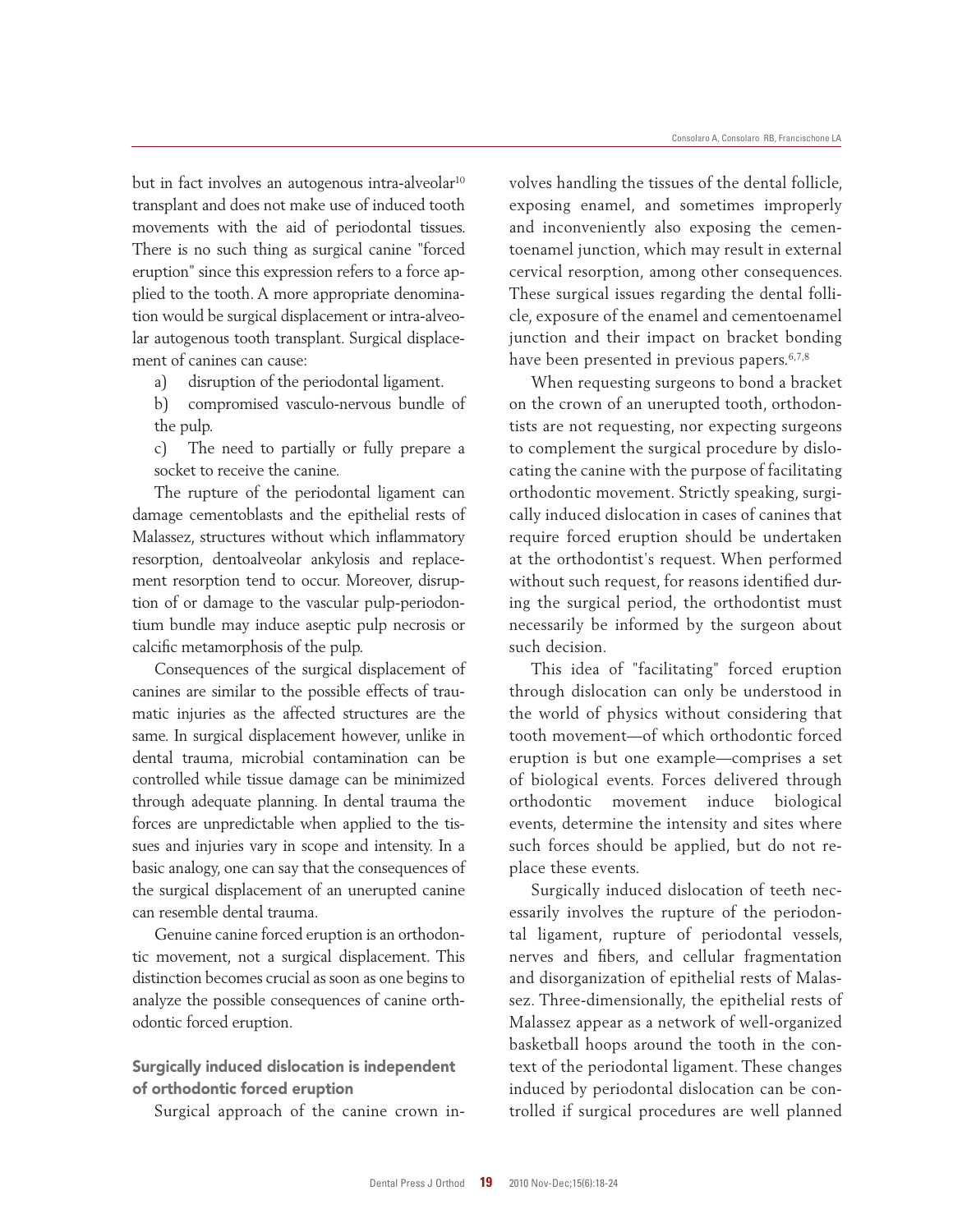but in fact involves an autogenous intra-alveolar[10] transplant and does not make use of induced tooth movements with the aid of periodontal tissues. There is no such thing as surgical canine "forced eruption" since this expression refers to a force applied to the tooth. A more appropriate denomination would be surgical displacement or intra-alveolar autogenous tooth transplant. Surgical displacement of canines can cause:

a) disruption of the periodontal ligament.

b) compromised vasculo-nervous bundle of the pulp.

c) The need to partially or fully prepare a socket to receive the canine.

The rupture of the periodontal ligament can damage cementoblasts and the epithelial rests of Malassez, structures without which inflammatory resorption, dentoalveolar ankylosis and replacement resorption tend to occur. Moreover, disruption of or damage to the vascular pulp-periodontium bundle may induce aseptic pulp necrosis or calcific metamorphosis of the pulp.

Consequences of the surgical displacement of canines are similar to the possible effects of traumatic injuries as the affected structures are the same. In surgical displacement however, unlike in dental trauma, microbial contamination can be controlled while tissue damage can be minimized through adequate planning. In dental trauma the forces are unpredictable when applied to the tissues and injuries vary in scope and intensity. In a basic analogy, one can say that the consequences of the surgical displacement of an unerupted canine can resemble dental trauma.

Genuine canine forced eruption is an orthodontic movement, not a surgical displacement. This distinction becomes crucial as soon as one begins to analyze the possible consequences of canine orthodontic forced eruption.

## Surgically induced dislocation is independent of orthodontic forced eruption

Surgical approach of the canine crown involves handling the tissues of the dental follicle, exposing enamel, and sometimes improperly and inconveniently also exposing the cementoenamel junction, which may result in external cervical resorption, among other consequences. These surgical issues regarding the dental follicle, exposure of the enamel and cementoenamel junction and their impact on bracket bonding have been presented in previous papers.[6,7,8]

When requesting surgeons to bond a bracket on the crown of an unerupted tooth, orthodontists are not requesting, nor expecting surgeons to complement the surgical procedure by dislocating the canine with the purpose of facilitating orthodontic movement. Strictly speaking, surgically induced dislocation in cases of canines that require forced eruption should be undertaken at the orthodontist's request. When performed without such request, for reasons identified during the surgical period, the orthodontist must necessarily be informed by the surgeon about such decision.

This idea of "facilitating" forced eruption through dislocation can only be understood in the world of physics without considering that tooth movement—of which orthodontic forced eruption is but one example—comprises a set of biological events. Forces delivered through orthodontic movement induce biological events, determine the intensity and sites where such forces should be applied, but do not replace these events.

Surgically induced dislocation of teeth necessarily involves the rupture of the periodontal ligament, rupture of periodontal vessels, nerves and fibers, and cellular fragmentation and disorganization of epithelial rests of Malassez. Three-dimensionally, the epithelial rests of Malassez appear as a network of well-organized basketball hoops around the tooth in the context of the periodontal ligament. These changes induced by periodontal dislocation can be controlled if surgical procedures are well planned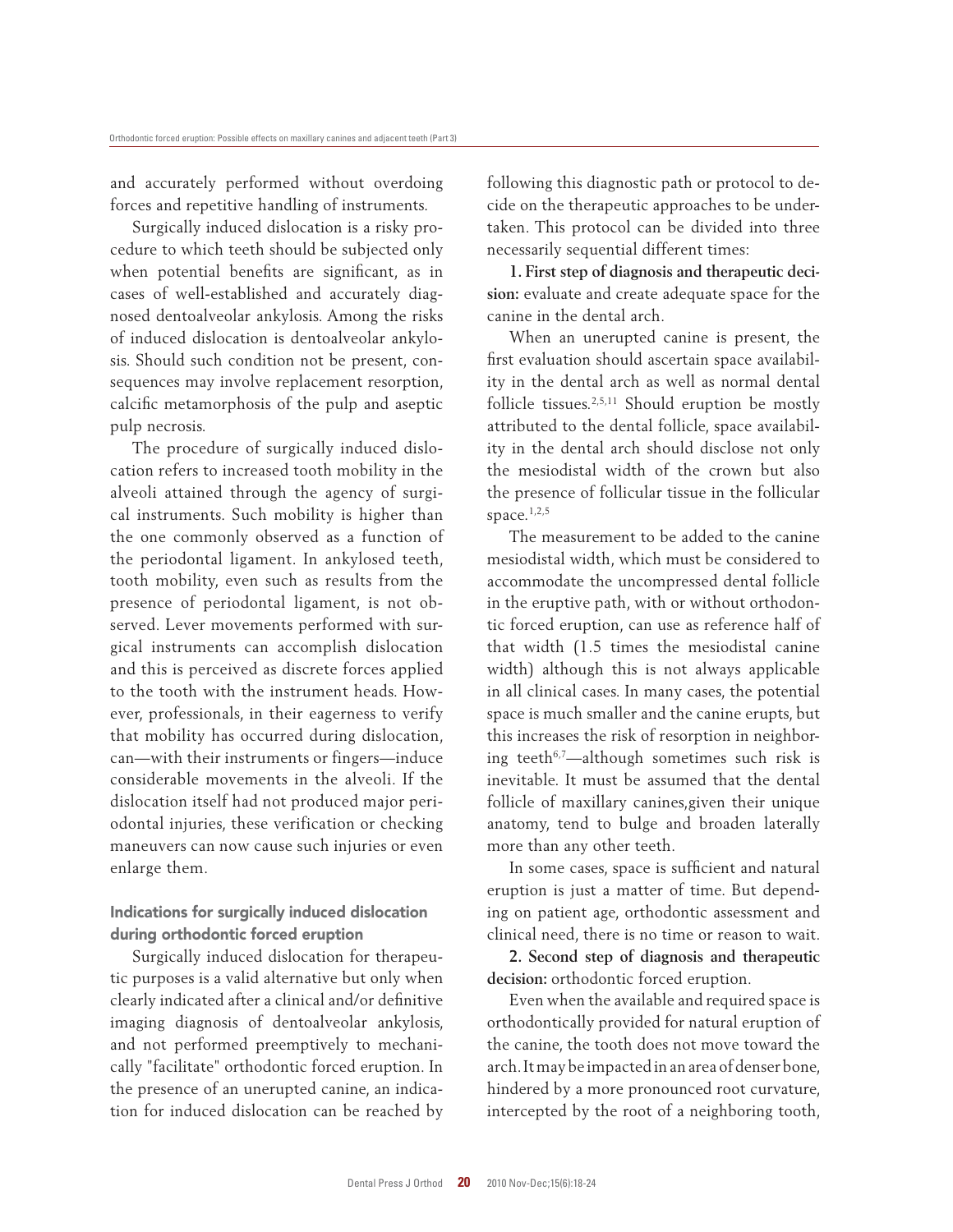and accurately performed without overdoing forces and repetitive handling of instruments.

Surgically induced dislocation is a risky procedure to which teeth should be subjected only when potential benefits are significant, as in cases of well-established and accurately diagnosed dentoalveolar ankylosis. Among the risks of induced dislocation is dentoalveolar ankylosis. Should such condition not be present, consequences may involve replacement resorption, calcific metamorphosis of the pulp and aseptic pulp necrosis.

The procedure of surgically induced dislocation refers to increased tooth mobility in the alveoli attained through the agency of surgical instruments. Such mobility is higher than the one commonly observed as a function of the periodontal ligament. In ankylosed teeth, tooth mobility, even such as results from the presence of periodontal ligament, is not observed. Lever movements performed with surgical instruments can accomplish dislocation and this is perceived as discrete forces applied to the tooth with the instrument heads. However, professionals, in their eagerness to verify that mobility has occurred during dislocation, can—with their instruments or fingers—induce considerable movements in the alveoli. If the dislocation itself had not produced major periodontal injuries, these verification or checking maneuvers can now cause such injuries or even enlarge them.

## Indications for surgically induced dislocation during orthodontic forced eruption

Surgically induced dislocation for therapeutic purposes is a valid alternative but only when clearly indicated after a clinical and/or definitive imaging diagnosis of dentoalveolar ankylosis, and not performed preemptively to mechanically "facilitate" orthodontic forced eruption. In the presence of an unerupted canine, an indication for induced dislocation can be reached by following this diagnostic path or protocol to decide on the therapeutic approaches to be undertaken. This protocol can be divided into three necessarily sequential different times:

**1. First step of diagnosis and therapeutic decision:** evaluate and create adequate space for the canine in the dental arch.

When an unerupted canine is present, the first evaluation should ascertain space availability in the dental arch as well as normal dental follicle tissues.[2,5,11] Should eruption be mostly attributed to the dental follicle, space availability in the dental arch should disclose not only the mesiodistal width of the crown but also the presence of follicular tissue in the follicular space.[1,2,5]

The measurement to be added to the canine mesiodistal width, which must be considered to accommodate the uncompressed dental follicle in the eruptive path, with or without orthodontic forced eruption, can use as reference half of that width (1.5 times the mesiodistal canine width) although this is not always applicable in all clinical cases. In many cases, the potential space is much smaller and the canine erupts, but this increases the risk of resorption in neighboring teeth[6,7]—although sometimes such risk is inevitable. It must be assumed that the dental follicle of maxillary canines,given their unique anatomy, tend to bulge and broaden laterally more than any other teeth.

In some cases, space is sufficient and natural eruption is just a matter of time. But depending on patient age, orthodontic assessment and clinical need, there is no time or reason to wait.

**2. Second step of diagnosis and therapeutic decision:** orthodontic forced eruption.

Even when the available and required space is orthodontically provided for natural eruption of the canine, the tooth does not move toward the arch. It may be impacted in an area of denser bone, hindered by a more pronounced root curvature, intercepted by the root of a neighboring tooth,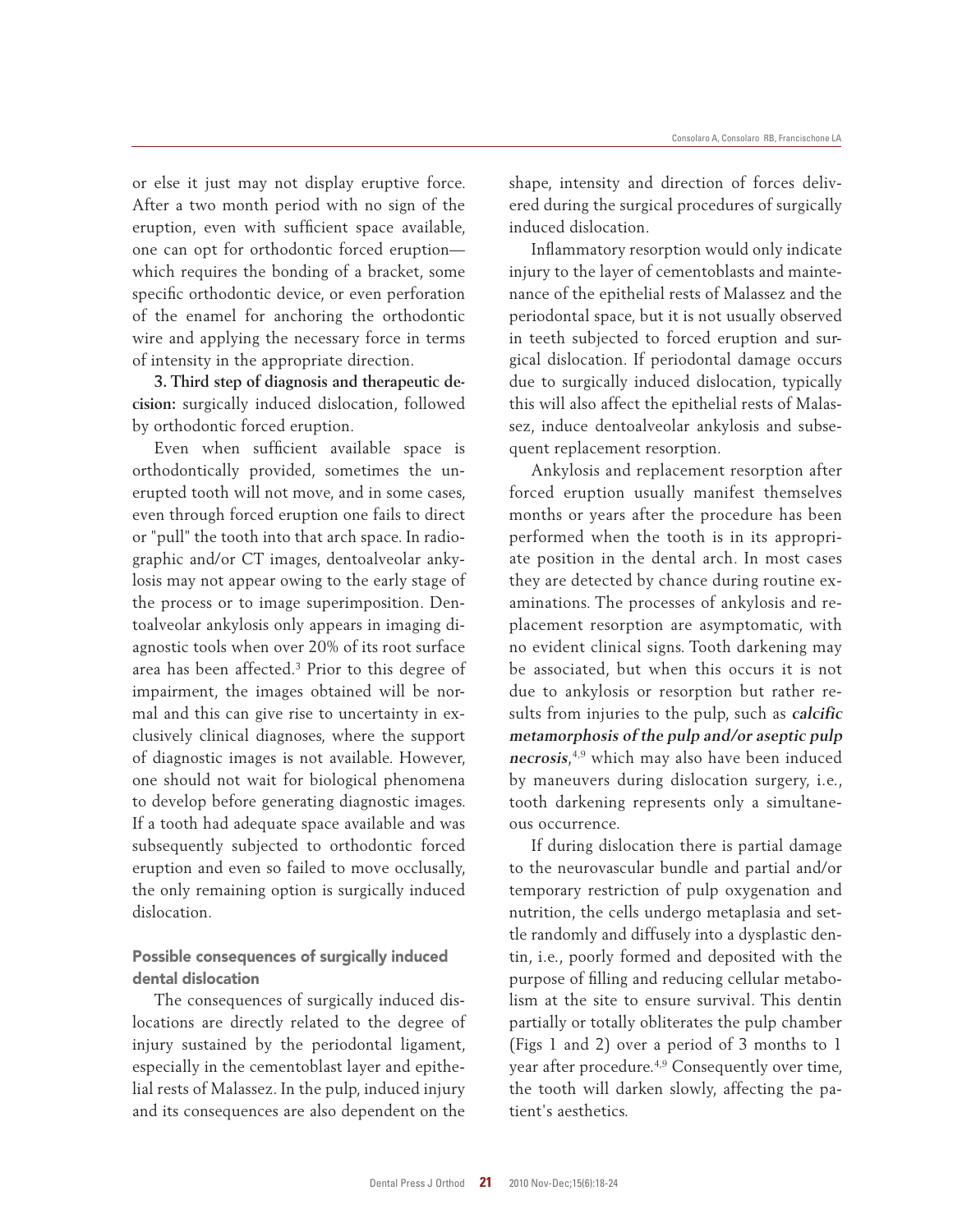or else it just may not display eruptive force. After a two month period with no sign of the eruption, even with sufficient space available, one can opt for orthodontic forced eruption—which requires the bonding of a bracket, some specific orthodontic device, or even perforation of the enamel for anchoring the orthodontic wire and applying the necessary force in terms of intensity in the appropriate direction.

**3. Third step of diagnosis and therapeutic decision:** surgically induced dislocation, followed by orthodontic forced eruption.

Even when sufficient available space is orthodontically provided, sometimes the unerupted tooth will not move, and in some cases, even through forced eruption one fails to direct or "pull" the tooth into that arch space. In radiographic and/or CT images, dentoalveolar ankylosis may not appear owing to the early stage of the process or to image superimposition. Dentoalveolar ankylosis only appears in imaging diagnostic tools when over 20% of its root surface area has been affected.[3] Prior to this degree of impairment, the images obtained will be normal and this can give rise to uncertainty in exclusively clinical diagnoses, where the support of diagnostic images is not available. However, one should not wait for biological phenomena to develop before generating diagnostic images. If a tooth had adequate space available and was subsequently subjected to orthodontic forced eruption and even so failed to move occlusally, the only remaining option is surgically induced dislocation.

## Possible consequences of surgically induced dental dislocation

The consequences of surgically induced dislocations are directly related to the degree of injury sustained by the periodontal ligament, especially in the cementoblast layer and epithelial rests of Malassez. In the pulp, induced injury and its consequences are also dependent on the shape, intensity and direction of forces delivered during the surgical procedures of surgically induced dislocation.

Inflammatory resorption would only indicate injury to the layer of cementoblasts and maintenance of the epithelial rests of Malassez and the periodontal space, but it is not usually observed in teeth subjected to forced eruption and surgical dislocation. If periodontal damage occurs due to surgically induced dislocation, typically this will also affect the epithelial rests of Malassez, induce dentoalveolar ankylosis and subsequent replacement resorption.

Ankylosis and replacement resorption after forced eruption usually manifest themselves months or years after the procedure has been performed when the tooth is in its appropriate position in the dental arch. In most cases they are detected by chance during routine examinations. The processes of ankylosis and replacement resorption are asymptomatic, with no evident clinical signs. Tooth darkening may be associated, but when this occurs it is not due to ankylosis or resorption but rather results from injuries to the pulp, such as ***calcific metamorphosis of the pulp and/or aseptic pulp necrosis***,[4,9] which may also have been induced by maneuvers during dislocation surgery, i.e., tooth darkening represents only a simultaneous occurrence.

If during dislocation there is partial damage to the neurovascular bundle and partial and/or temporary restriction of pulp oxygenation and nutrition, the cells undergo metaplasia and settle randomly and diffusely into a dysplastic dentin, i.e., poorly formed and deposited with the purpose of filling and reducing cellular metabolism at the site to ensure survival. This dentin partially or totally obliterates the pulp chamber (Figs 1 and 2) over a period of 3 months to 1 year after procedure.[4,9] Consequently over time, the tooth will darken slowly, affecting the patient's aesthetics.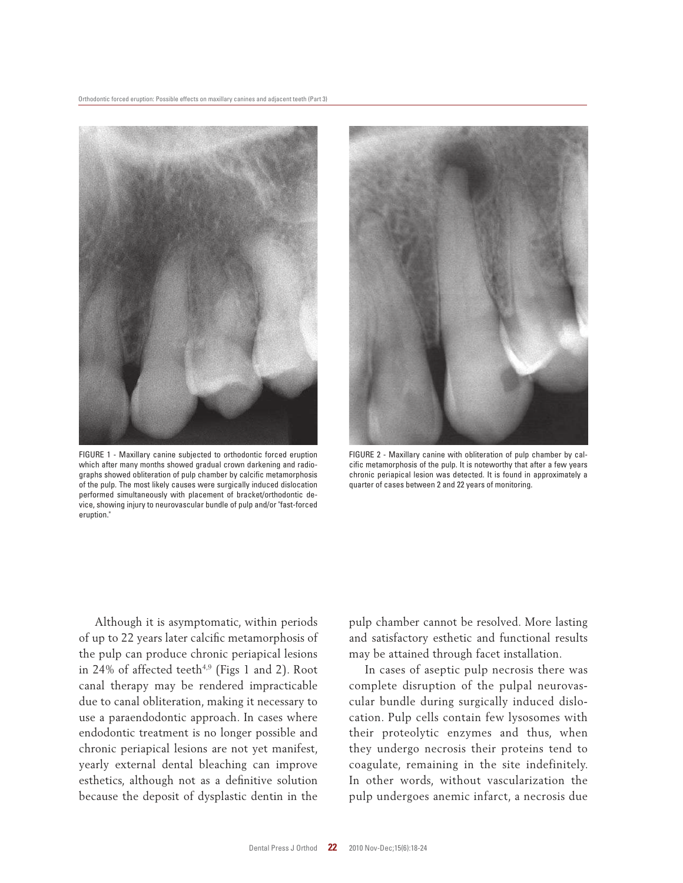FIGURE 1 - Maxillary canine subjected to orthodontic forced eruption which after many months showed gradual crown darkening and radiographs showed obliteration of pulp chamber by calcific metamorphosis of the pulp. The most likely causes were surgically induced dislocation performed simultaneously with placement of bracket/orthodontic device, showing injury to neurovascular bundle of pulp and/or "fast-forced eruption."

FIGURE 2 - Maxillary canine with obliteration of pulp chamber by calcific metamorphosis of the pulp. It is noteworthy that after a few years chronic periapical lesion was detected. It is found in approximately a quarter of cases between 2 and 22 years of monitoring.

Although it is asymptomatic, within periods of up to 22 years later calcific metamorphosis of the pulp can produce chronic periapical lesions in 24% of affected teeth[4,9] (Figs 1 and 2). Root canal therapy may be rendered impracticable due to canal obliteration, making it necessary to use a paraendodontic approach. In cases where endodontic treatment is no longer possible and chronic periapical lesions are not yet manifest, yearly external dental bleaching can improve esthetics, although not as a definitive solution because the deposit of dysplastic dentin in the pulp chamber cannot be resolved. More lasting and satisfactory esthetic and functional results may be attained through facet installation.

In cases of aseptic pulp necrosis there was complete disruption of the pulpal neurovascular bundle during surgically induced dislocation. Pulp cells contain few lysosomes with their proteolytic enzymes and thus, when they undergo necrosis their proteins tend to coagulate, remaining in the site indefinitely. In other words, without vascularization the pulp undergoes anemic infarct, a necrosis due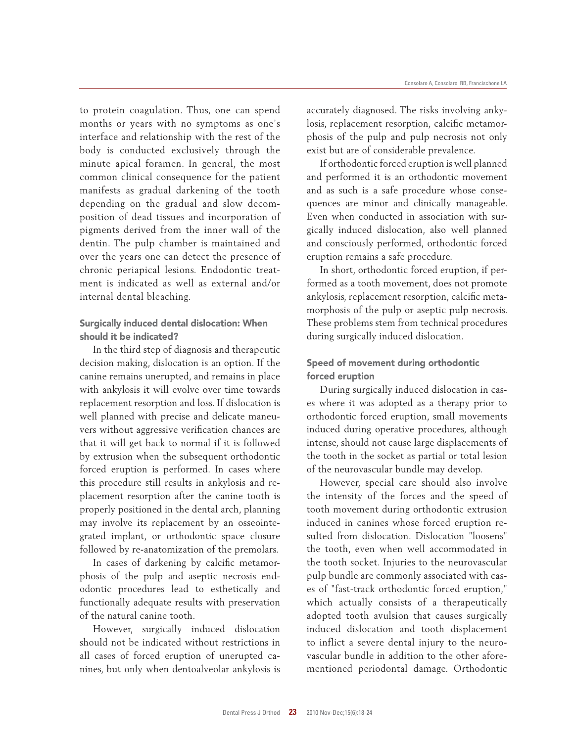to protein coagulation. Thus, one can spend months or years with no symptoms as one's interface and relationship with the rest of the body is conducted exclusively through the minute apical foramen. In general, the most common clinical consequence for the patient manifests as gradual darkening of the tooth depending on the gradual and slow decomposition of dead tissues and incorporation of pigments derived from the inner wall of the dentin. The pulp chamber is maintained and over the years one can detect the presence of chronic periapical lesions. Endodontic treatment is indicated as well as external and/or internal dental bleaching.

### Surgically induced dental dislocation: When should it be indicated?

In the third step of diagnosis and therapeutic decision making, dislocation is an option. If the canine remains unerupted, and remains in place with ankylosis it will evolve over time towards replacement resorption and loss. If dislocation is well planned with precise and delicate maneuvers without aggressive verification chances are that it will get back to normal if it is followed by extrusion when the subsequent orthodontic forced eruption is performed. In cases where this procedure still results in ankylosis and replacement resorption after the canine tooth is properly positioned in the dental arch, planning may involve its replacement by an osseointegrated implant, or orthodontic space closure followed by re-anatomization of the premolars.

In cases of darkening by calcific metamorphosis of the pulp and aseptic necrosis endodontic procedures lead to esthetically and functionally adequate results with preservation of the natural canine tooth.

However, surgically induced dislocation should not be indicated without restrictions in all cases of forced eruption of unerupted canines, but only when dentoalveolar ankylosis is accurately diagnosed. The risks involving ankylosis, replacement resorption, calcific metamorphosis of the pulp and pulp necrosis not only exist but are of considerable prevalence.

If orthodontic forced eruption is well planned and performed it is an orthodontic movement and as such is a safe procedure whose consequences are minor and clinically manageable. Even when conducted in association with surgically induced dislocation, also well planned and consciously performed, orthodontic forced eruption remains a safe procedure.

In short, orthodontic forced eruption, if performed as a tooth movement, does not promote ankylosis, replacement resorption, calcific metamorphosis of the pulp or aseptic pulp necrosis. These problems stem from technical procedures during surgically induced dislocation.

### Speed of movement during orthodontic forced eruption

During surgically induced dislocation in cases where it was adopted as a therapy prior to orthodontic forced eruption, small movements induced during operative procedures, although intense, should not cause large displacements of the tooth in the socket as partial or total lesion of the neurovascular bundle may develop.

However, special care should also involve the intensity of the forces and the speed of tooth movement during orthodontic extrusion induced in canines whose forced eruption resulted from dislocation. Dislocation "loosens" the tooth, even when well accommodated in the tooth socket. Injuries to the neurovascular pulp bundle are commonly associated with cases of "fast-track orthodontic forced eruption," which actually consists of a therapeutically adopted tooth avulsion that causes surgically induced dislocation and tooth displacement to inflict a severe dental injury to the neurovascular bundle in addition to the other aforementioned periodontal damage. Orthodontic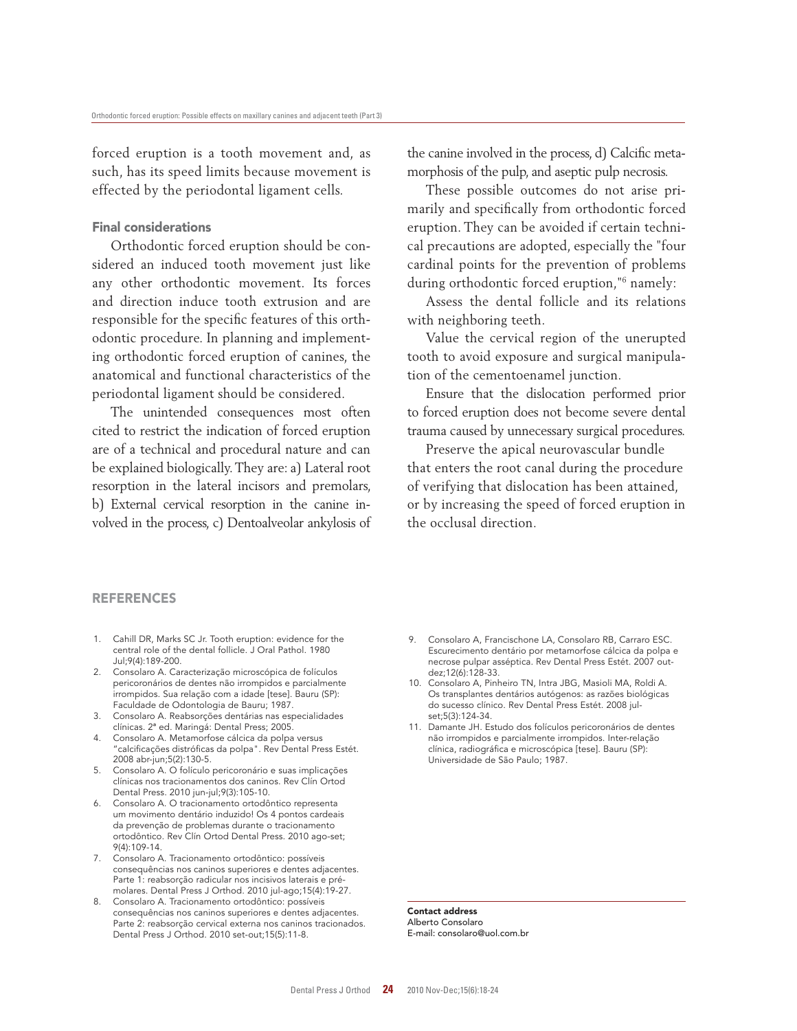forced eruption is a tooth movement and, as such, has its speed limits because movement is effected by the periodontal ligament cells.

## Final considerations

Orthodontic forced eruption should be considered an induced tooth movement just like any other orthodontic movement. Its forces and direction induce tooth extrusion and are responsible for the specific features of this orthodontic procedure. In planning and implementing orthodontic forced eruption of canines, the anatomical and functional characteristics of the periodontal ligament should be considered.

The unintended consequences most often cited to restrict the indication of forced eruption are of a technical and procedural nature and can be explained biologically. They are: a) Lateral root resorption in the lateral incisors and premolars, b) External cervical resorption in the canine involved in the process, c) Dentoalveolar ankylosis of the canine involved in the process, d) Calcific metamorphosis of the pulp, and aseptic pulp necrosis.

These possible outcomes do not arise primarily and specifically from orthodontic forced eruption. They can be avoided if certain technical precautions are adopted, especially the "four cardinal points for the prevention of problems during orthodontic forced eruption,"[6] namely:

Assess the dental follicle and its relations with neighboring teeth.

Value the cervical region of the unerupted tooth to avoid exposure and surgical manipulation of the cementoenamel junction.

Ensure that the dislocation performed prior to forced eruption does not become severe dental trauma caused by unnecessary surgical procedures.

Preserve the apical neurovascular bundle that enters the root canal during the procedure of verifying that dislocation has been attained, or by increasing the speed of forced eruption in the occlusal direction.

## REFERENCES

1. Cahill DR, Marks SC Jr. Tooth eruption: evidence for the central role of the dental follicle. J Oral Pathol. 1980 Jul;9(4):189-200.
2. Consolaro A. Caracterização microscópica de folículos pericoronários de dentes não irrompidos e parcialmente irrompidos. Sua relação com a idade [tese]. Bauru (SP): Faculdade de Odontologia de Bauru; 1987.
3. Consolaro A. Reabsorções dentárias nas especialidades clínicas. 2ª ed. Maringá: Dental Press; 2005.
4. Consolaro A. Metamorfose cálcica da polpa versus "calcificações distróficas da polpa". Rev Dental Press Estét. 2008 abr-jun;5(2):130-5.
5. Consolaro A. O folículo pericoronário e suas implicações clínicas nos tracionamentos dos caninos. Rev Clín Ortod Dental Press. 2010 jun-jul;9(3):105-10.
6. Consolaro A. O tracionamento ortodôntico representa um movimento dentário induzido! Os 4 pontos cardeais da prevenção de problemas durante o tracionamento ortodôntico. Rev Clín Ortod Dental Press. 2010 ago-set; 9(4):109-14.
7. Consolaro A. Tracionamento ortodôntico: possíveis consequências nos caninos superiores e dentes adjacentes. Parte 1: reabsorção radicular nos incisivos laterais e pré-molares. Dental Press J Orthod. 2010 jul-ago;15(4):19-27.
8. Consolaro A. Tracionamento ortodôntico: possíveis consequências nos caninos superiores e dentes adjacentes. Parte 2: reabsorção cervical externa nos caninos tracionados. Dental Press J Orthod. 2010 set-out;15(5):11-8.
9. Consolaro A, Francischone LA, Consolaro RB, Carraro ESC. Escurecimento dentário por metamorfose cálcica da polpa e necrose pulpar asséptica. Rev Dental Press Estét. 2007 out-dez;12(6):128-33.
10. Consolaro A, Pinheiro TN, Intra JBG, Masioli MA, Roldi A. Os transplantes dentários autógenos: as razões biológicas do sucesso clínico. Rev Dental Press Estét. 2008 jul-set;5(3):124-34.
11. Damante JH. Estudo dos folículos pericoronários de dentes não irrompidos e parcialmente irrompidos. Inter-relação clínica, radiográfica e microscópica [tese]. Bauru (SP): Universidade de São Paulo; 1987.

**Contact address**
Alberto Consolaro
E-mail: consolaro@uol.com.br